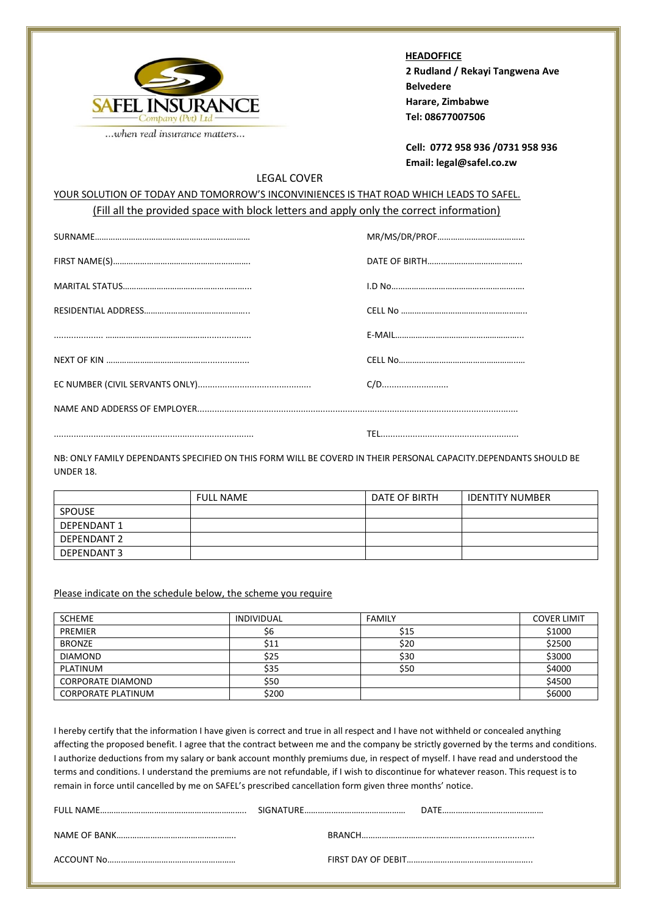SAFEL INSURANCE
Company (Pvt) Ltd
...when real insurance matters...

**HEADOFFICE**
**2 Rudland / Rekayi Tangwena Ave**
**Belvedere**
**Harare, Zimbabwe**
**Tel: 08677007506**

**Cell: 0772 958 936 /0731 958 936**
**Email: legal@safel.co.zw**

## LEGAL COVER

YOUR SOLUTION OF TODAY AND TOMORROW'S INCONVINIENCES IS THAT ROAD WHICH LEADS TO SAFEL.

(Fill all the provided space with block letters and apply only the correct information)

SURNAME………………………………………………………… MR/MS/DR/PROF…………………………………

FIRST NAME(S)…………………………………………………… DATE OF BIRTH……………………………………

MARITAL STATUS………………………………………………… I.D No…………………………………………………

RESIDENTIAL ADDRESS……………………………………… CELL No ………………………………………………

……………… ………………………………………………… E-MAIL…………………………………………………

NEXT OF KIN …………………………………………………… CELL No…………………………………………………

EC NUMBER (CIVIL SERVANTS ONLY)……………………………………… C/D………………………

NAME AND ADDERSS OF EMPLOYER………………………………………………………………………………………………………

………………………………………………………………………… TEL…………………………………………………

NB: ONLY FAMILY DEPENDANTS SPECIFIED ON THIS FORM WILL BE COVERD IN THEIR PERSONAL CAPACITY.DEPENDANTS SHOULD BE UNDER 18.

| | FULL NAME | DATE OF BIRTH | IDENTITY NUMBER |
|---|---|---|---|
| SPOUSE | | | |
| DEPENDANT 1 | | | |
| DEPENDANT 2 | | | |
| DEPENDANT 3 | | | |

Please indicate on the schedule below, the scheme you require

| SCHEME | INDIVIDUAL | FAMILY | COVER LIMIT |
|---|---|---|---|
| PREMIER | $6 | $15 | $1000 |
| BRONZE | $11 | $20 | $2500 |
| DIAMOND | $25 | $30 | $3000 |
| PLATINUM | $35 | $50 | $4000 |
| CORPORATE DIAMOND | $50 | | $4500 |
| CORPORATE PLATINUM | $200 | | $6000 |

I hereby certify that the information I have given is correct and true in all respect and I have not withheld or concealed anything affecting the proposed benefit. I agree that the contract between me and the company be strictly governed by the terms and conditions. I authorize deductions from my salary or bank account monthly premiums due, in respect of myself. I have read and understood the terms and conditions. I understand the premiums are not refundable, if I wish to discontinue for whatever reason. This request is to remain in force until cancelled by me on SAFEL's prescribed cancellation form given three months' notice.

FULL NAME……………………………………………………… SIGNATURE……………………………………… DATE………………………………………

NAME OF BANK…………………………………………… BRANCH…………………………………………………………

ACCOUNT No………………………………………………… FIRST DAY OF DEBIT………………………………………………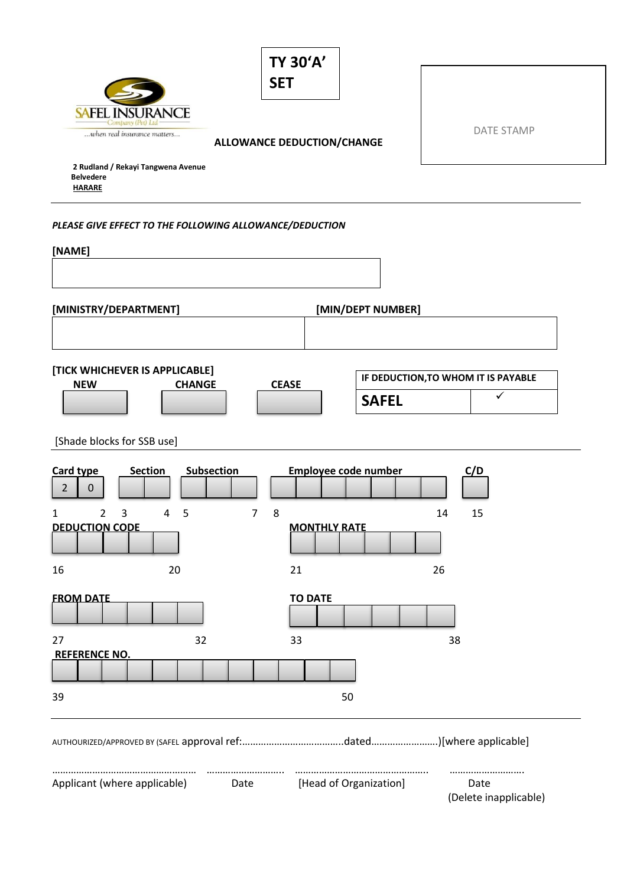SAFEL INSURANCE
Company (Pvt) Ltd
...when real insurance matters...

**TY 30'A' SET**

**ALLOWANCE DEDUCTION/CHANGE**

DATE STAMP

**2 Rudland / Rekayi Tangwena Avenue**
**Belvedere**
**HARARE**

---

***PLEASE GIVE EFFECT TO THE FOLLOWING ALLOWANCE/DEDUCTION***

**[NAME]**

| |
|---|
| |

| **[MINISTRY/DEPARTMENT]** | **[MIN/DEPT NUMBER]** |
|---|---|
| | |

**[TICK WHICHEVER IS APPLICABLE]**

| **NEW** | **CHANGE** | **CEASE** |
|---|---|---|
| | | |

| **IF DEDUCTION,TO WHOM IT IS PAYABLE** | |
|---|---|
| **SAFEL** | ✓ |

[Shade blocks for SSB use]

---

**Card type**

| 2 | 0 |
|---|---|

1 2

**Section** (3 – 4)

**Subsection** (5 – 7)

**Employee code number** (8 – 14)

**C/D** (15)

**DEDUCTION CODE** (16 – 20)

**MONTHLY RATE** (21 – 26)

**FROM DATE** (27 – 32)

**TO DATE** (33 – 38)

**REFERENCE NO.** (39 – 50)

---

AUTHOURIZED/APPROVED BY (SAFEL approval ref:……………………………….dated…………………….)[where applicable]

……………………………………………… ……………………….. ………………………………………….. ………………………

Applicant (where applicable) Date [Head of Organization] Date

(Delete inapplicable)